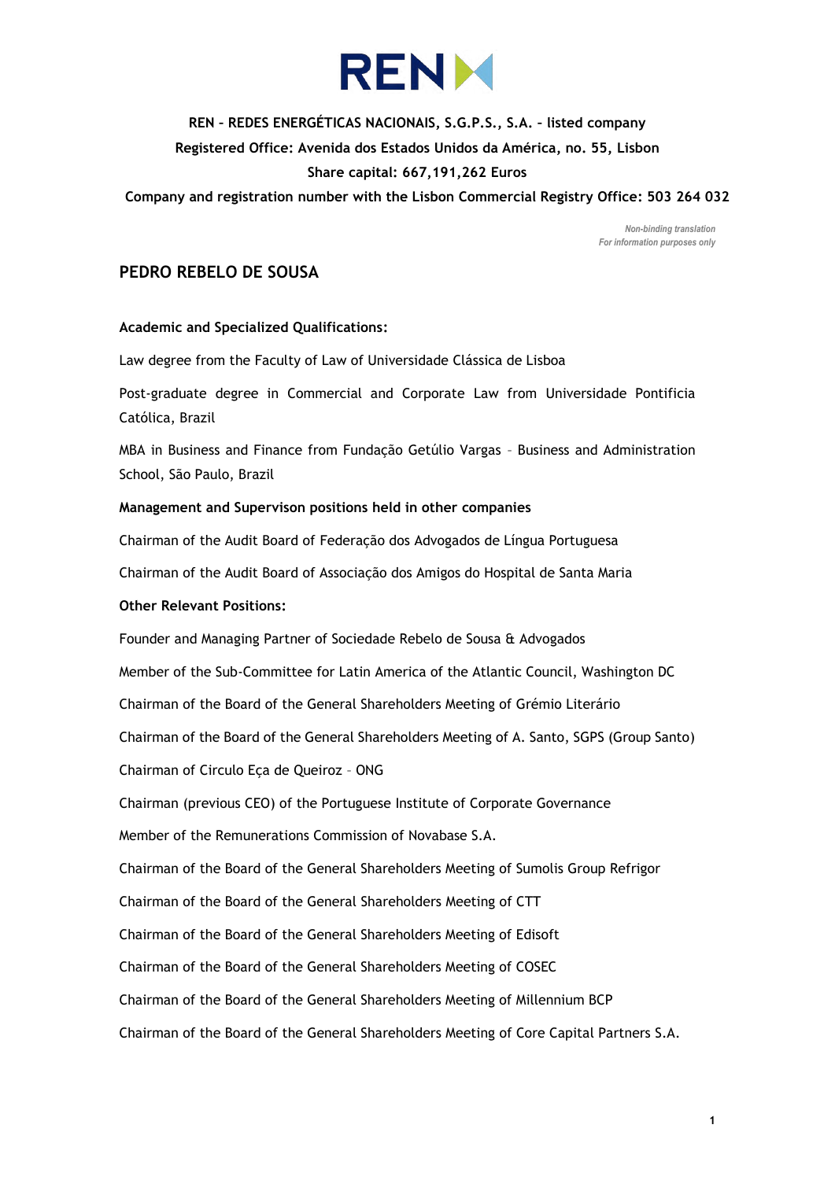**REN – REDES ENERGÉTICAS NACIONAIS, S.G.P.S., S.A. – listed company**

**Registered Office: Avenida dos Estados Unidos da América, no. 55, Lisbon**

**Share capital: 667,191,262 Euros**

**Company and registration number with the Lisbon Commercial Registry Office: 503 264 032**

*Non-binding translation*
*For information purposes only*

## PEDRO REBELO DE SOUSA

**Academic and Specialized Qualifications:**

Law degree from the Faculty of Law of Universidade Clássica de Lisboa

Post-graduate degree in Commercial and Corporate Law from Universidade Pontificia Católica, Brazil

MBA in Business and Finance from Fundação Getúlio Vargas – Business and Administration School, São Paulo, Brazil

**Management and Supervison positions held in other companies**

Chairman of the Audit Board of Federação dos Advogados de Língua Portuguesa

Chairman of the Audit Board of Associação dos Amigos do Hospital de Santa Maria

**Other Relevant Positions:**

Founder and Managing Partner of Sociedade Rebelo de Sousa & Advogados

Member of the Sub-Committee for Latin America of the Atlantic Council, Washington DC

Chairman of the Board of the General Shareholders Meeting of Grémio Literário

Chairman of the Board of the General Shareholders Meeting of A. Santo, SGPS (Group Santo)

Chairman of Circulo Eça de Queiroz – ONG

Chairman (previous CEO) of the Portuguese Institute of Corporate Governance

Member of the Remunerations Commission of Novabase S.A.

Chairman of the Board of the General Shareholders Meeting of Sumolis Group Refrigor

Chairman of the Board of the General Shareholders Meeting of CTT

Chairman of the Board of the General Shareholders Meeting of Edisoft

Chairman of the Board of the General Shareholders Meeting of COSEC

Chairman of the Board of the General Shareholders Meeting of Millennium BCP

Chairman of the Board of the General Shareholders Meeting of Core Capital Partners S.A.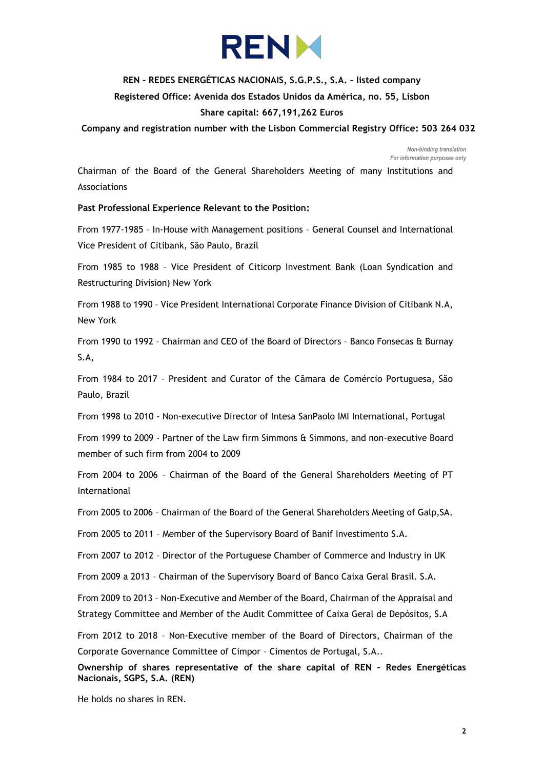**REN – REDES ENERGÉTICAS NACIONAIS, S.G.P.S., S.A. – listed company**
**Registered Office: Avenida dos Estados Unidos da América, no. 55, Lisbon**
**Share capital: 667,191,262 Euros**
**Company and registration number with the Lisbon Commercial Registry Office: 503 264 032**

*Non-binding translation*
*For information purposes only*

Chairman of the Board of the General Shareholders Meeting of many Institutions and Associations

**Past Professional Experience Relevant to the Position:**

From 1977-1985 – In-House with Management positions – General Counsel and International Vice President of Citibank, São Paulo, Brazil

From 1985 to 1988 – Vice President of Citicorp Investment Bank (Loan Syndication and Restructuring Division) New York

From 1988 to 1990 – Vice President International Corporate Finance Division of Citibank N.A, New York

From 1990 to 1992 – Chairman and CEO of the Board of Directors – Banco Fonsecas & Burnay S.A,

From 1984 to 2017 – President and Curator of the Câmara de Comércio Portuguesa, São Paulo, Brazil

From 1998 to 2010 - Non-executive Director of Intesa SanPaolo IMI International, Portugal

From 1999 to 2009 - Partner of the Law firm Simmons & Simmons, and non-executive Board member of such firm from 2004 to 2009

From 2004 to 2006 – Chairman of the Board of the General Shareholders Meeting of PT International

From 2005 to 2006 – Chairman of the Board of the General Shareholders Meeting of Galp,SA.

From 2005 to 2011 – Member of the Supervisory Board of Banif Investimento S.A.

From 2007 to 2012 – Director of the Portuguese Chamber of Commerce and Industry in UK

From 2009 a 2013 – Chairman of the Supervisory Board of Banco Caixa Geral Brasil. S.A.

From 2009 to 2013 – Non-Executive and Member of the Board, Chairman of the Appraisal and Strategy Committee and Member of the Audit Committee of Caixa Geral de Depósitos, S.A

From 2012 to 2018 – Non-Executive member of the Board of Directors, Chairman of the Corporate Governance Committee of Cimpor – Cimentos de Portugal, S.A..

**Ownership of shares representative of the share capital of REN – Redes Energéticas Nacionais, SGPS, S.A. (REN)**

He holds no shares in REN.